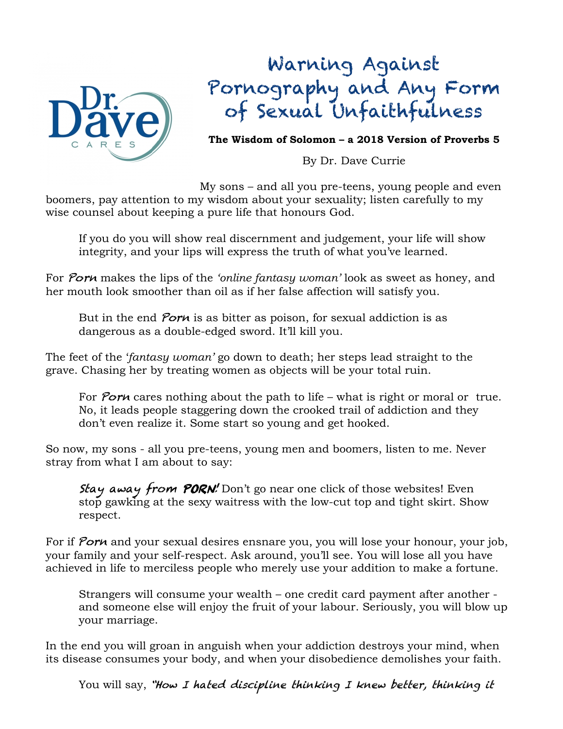Dr. Dave CARES

# Warning Against Pornography and Any Form of Sexual Unfaithfulness

**The Wisdom of Solomon – a 2018 Version of Proverbs 5**

By Dr. Dave Currie

My sons – and all you pre-teens, young people and even boomers, pay attention to my wisdom about your sexuality; listen carefully to my wise counsel about keeping a pure life that honours God.

> If you do you will show real discernment and judgement, your life will show integrity, and your lips will express the truth of what you've learned.

For *Porn* makes the lips of the *'online fantasy woman'* look as sweet as honey, and her mouth look smoother than oil as if her false affection will satisfy you.

> But in the end *Porn* is as bitter as poison, for sexual addiction is as dangerous as a double-edged sword. It'll kill you.

The feet of the '*fantasy woman'* go down to death; her steps lead straight to the grave. Chasing her by treating women as objects will be your total ruin.

> For *Porn* cares nothing about the path to life – what is right or moral or true. No, it leads people staggering down the crooked trail of addiction and they don't even realize it. Some start so young and get hooked.

So now, my sons - all you pre-teens, young men and boomers, listen to me. Never stray from what I am about to say:

> ***Stay away from PORN!*** Don't go near one click of those websites! Even stop gawking at the sexy waitress with the low-cut top and tight skirt. Show respect.

For if *Porn* and your sexual desires ensnare you, you will lose your honour, your job, your family and your self-respect. Ask around, you'll see. You will lose all you have achieved in life to merciless people who merely use your addition to make a fortune.

> Strangers will consume your wealth – one credit card payment after another - and someone else will enjoy the fruit of your labour. Seriously, you will blow up your marriage.

In the end you will groan in anguish when your addiction destroys your mind, when its disease consumes your body, and when your disobedience demolishes your faith.

> You will say, *"How I hated discipline thinking I knew better, thinking it*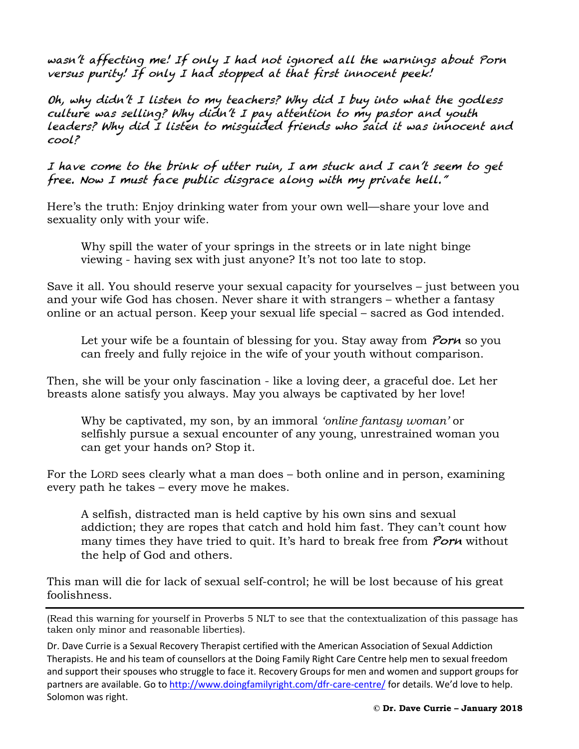*wasn't affecting me! If only I had not ignored all the warnings about Porn versus purity! If only I had stopped at that first innocent peek!*

*Oh, why didn't I listen to my teachers? Why did I buy into what the godless culture was selling? Why didn't I pay attention to my pastor and youth leaders? Why did I listen to misguided friends who said it was innocent and cool?*

*I have come to the brink of utter ruin, I am stuck and I can't seem to get free. Now I must face public disgrace along with my private hell."*

Here's the truth: Enjoy drinking water from your own well—share your love and sexuality only with your wife.

> Why spill the water of your springs in the streets or in late night binge viewing - having sex with just anyone? It's not too late to stop.

Save it all. You should reserve your sexual capacity for yourselves – just between you and your wife God has chosen. Never share it with strangers – whether a fantasy online or an actual person. Keep your sexual life special – sacred as God intended.

> Let your wife be a fountain of blessing for you. Stay away from *Porn* so you can freely and fully rejoice in the wife of your youth without comparison.

Then, she will be your only fascination - like a loving deer, a graceful doe. Let her breasts alone satisfy you always. May you always be captivated by her love!

> Why be captivated, my son, by an immoral *'online fantasy woman'* or selfishly pursue a sexual encounter of any young, unrestrained woman you can get your hands on? Stop it.

For the LORD sees clearly what a man does – both online and in person, examining every path he takes – every move he makes.

> A selfish, distracted man is held captive by his own sins and sexual addiction; they are ropes that catch and hold him fast. They can't count how many times they have tried to quit. It's hard to break free from *Porn* without the help of God and others.

This man will die for lack of sexual self-control; he will be lost because of his great foolishness.

---

(Read this warning for yourself in Proverbs 5 NLT to see that the contextualization of this passage has taken only minor and reasonable liberties).

Dr. Dave Currie is a Sexual Recovery Therapist certified with the American Association of Sexual Addiction Therapists. He and his team of counsellors at the Doing Family Right Care Centre help men to sexual freedom and support their spouses who struggle to face it. Recovery Groups for men and women and support groups for partners are available. Go to http://www.doingfamilyright.com/dfr-care-centre/ for details. We'd love to help. Solomon was right.

**© Dr. Dave Currie – January 2018**